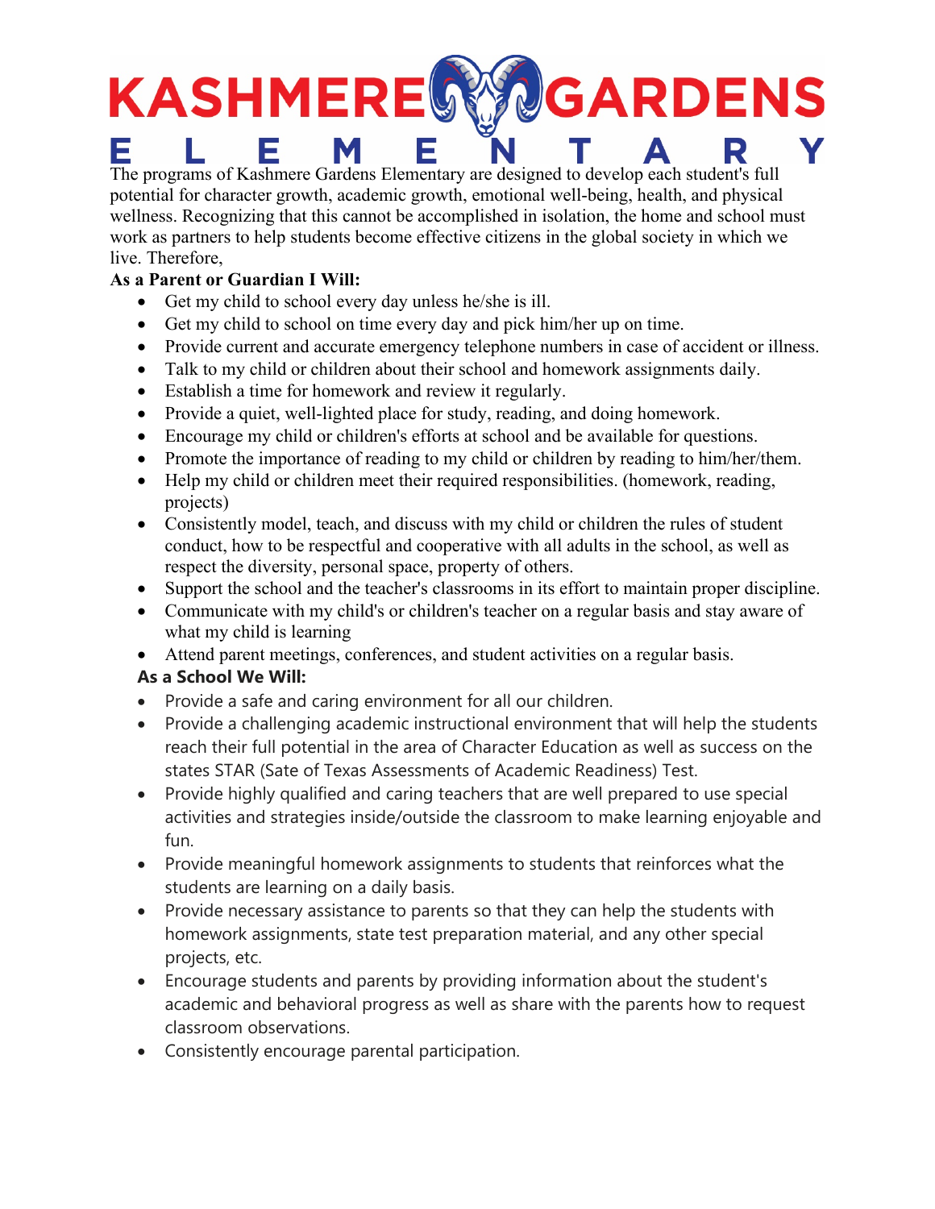# KASHMERE GARDENS ELEMENTARY

The programs of Kashmere Gardens Elementary are designed to develop each student's full potential for character growth, academic growth, emotional well-being, health, and physical wellness. Recognizing that this cannot be accomplished in isolation, the home and school must work as partners to help students become effective citizens in the global society in which we live. Therefore,

**As a Parent or Guardian I Will:**

- Get my child to school every day unless he/she is ill.
- Get my child to school on time every day and pick him/her up on time.
- Provide current and accurate emergency telephone numbers in case of accident or illness.
- Talk to my child or children about their school and homework assignments daily.
- Establish a time for homework and review it regularly.
- Provide a quiet, well-lighted place for study, reading, and doing homework.
- Encourage my child or children's efforts at school and be available for questions.
- Promote the importance of reading to my child or children by reading to him/her/them.
- Help my child or children meet their required responsibilities. (homework, reading, projects)
- Consistently model, teach, and discuss with my child or children the rules of student conduct, how to be respectful and cooperative with all adults in the school, as well as respect the diversity, personal space, property of others.
- Support the school and the teacher's classrooms in its effort to maintain proper discipline.
- Communicate with my child's or children's teacher on a regular basis and stay aware of what my child is learning
- Attend parent meetings, conferences, and student activities on a regular basis.

**As a School We Will:**

- Provide a safe and caring environment for all our children.
- Provide a challenging academic instructional environment that will help the students reach their full potential in the area of Character Education as well as success on the states STAR (Sate of Texas Assessments of Academic Readiness) Test.
- Provide highly qualified and caring teachers that are well prepared to use special activities and strategies inside/outside the classroom to make learning enjoyable and fun.
- Provide meaningful homework assignments to students that reinforces what the students are learning on a daily basis.
- Provide necessary assistance to parents so that they can help the students with homework assignments, state test preparation material, and any other special projects, etc.
- Encourage students and parents by providing information about the student's academic and behavioral progress as well as share with the parents how to request classroom observations.
- Consistently encourage parental participation.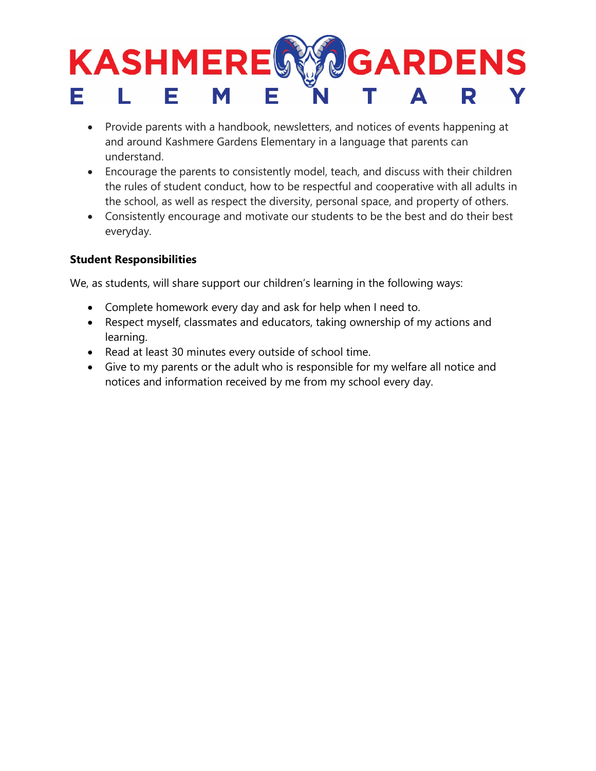- Provide parents with a handbook, newsletters, and notices of events happening at and around Kashmere Gardens Elementary in a language that parents can understand.
- Encourage the parents to consistently model, teach, and discuss with their children the rules of student conduct, how to be respectful and cooperative with all adults in the school, as well as respect the diversity, personal space, and property of others.
- Consistently encourage and motivate our students to be the best and do their best everyday.

**Student Responsibilities**

We, as students, will share support our children's learning in the following ways:

- Complete homework every day and ask for help when I need to.
- Respect myself, classmates and educators, taking ownership of my actions and learning.
- Read at least 30 minutes every outside of school time.
- Give to my parents or the adult who is responsible for my welfare all notice and notices and information received by me from my school every day.